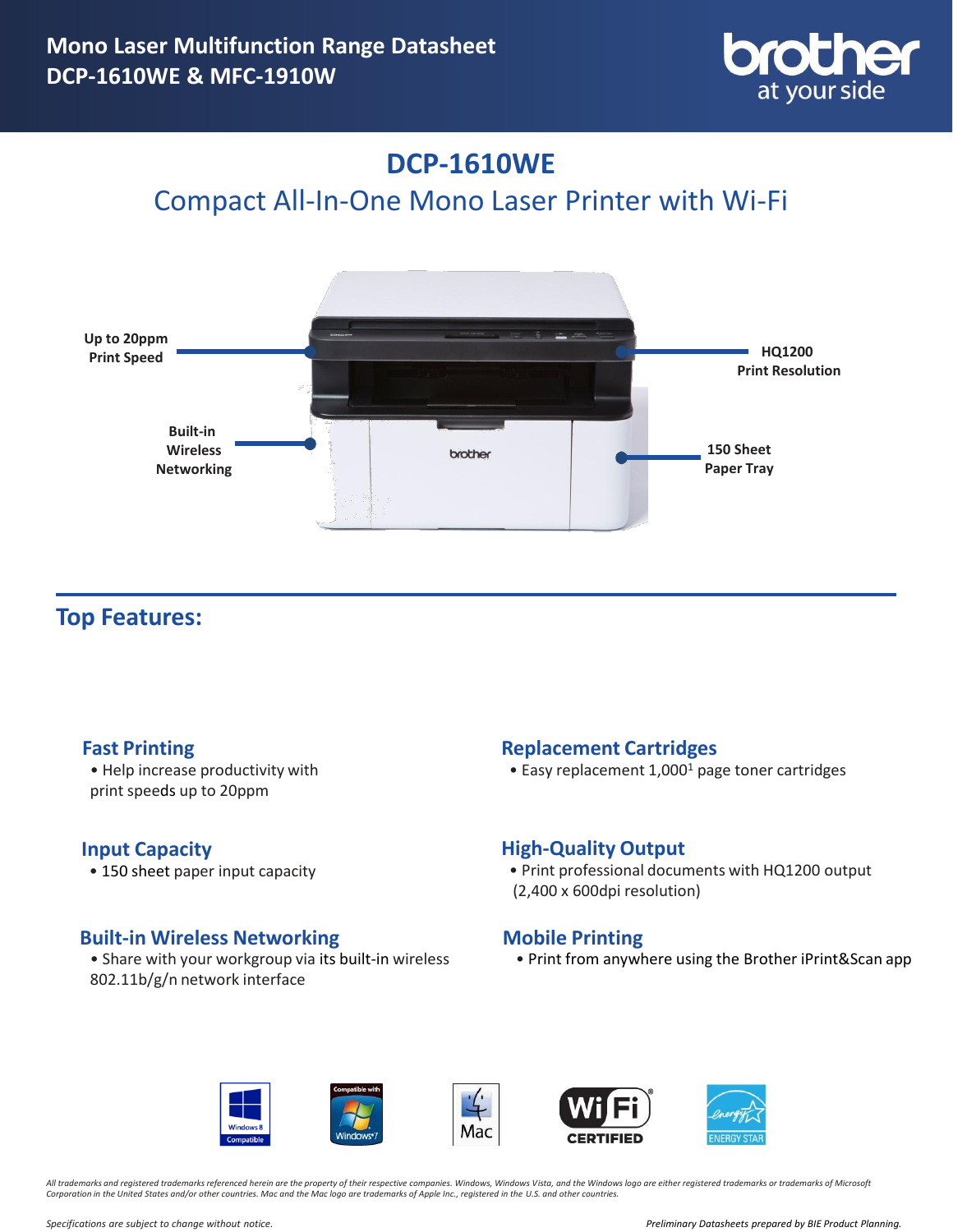# Mono Laser Multifunction Range Datasheet
# DCP-1610WE & MFC-1910W

brother
at your side

## DCP-1610WE

### Compact All-In-One Mono Laser Printer with Wi-Fi

Up to 20ppm Print Speed

HQ1200 Print Resolution

Built-in Wireless Networking

150 Sheet Paper Tray

## Top Features:

### Fast Printing
- Help increase productivity with print speeds up to 20ppm

### Replacement Cartridges
- Easy replacement 1,000[1] page toner cartridges

### Input Capacity
- 150 sheet paper input capacity

### High-Quality Output
- Print professional documents with HQ1200 output (2,400 x 600dpi resolution)

### Built-in Wireless Networking
- Share with your workgroup via its built-in wireless 802.11b/g/n network interface

### Mobile Printing
- Print from anywhere using the Brother iPrint&Scan app

Windows 8 Compatible | Compatible with Windows 7 | Mac | Wi-Fi CERTIFIED | ENERGY STAR

*All trademarks and registered trademarks referenced herein are the property of their respective companies. Windows, Windows Vista, and the Windows logo are either registered trademarks or trademarks of Microsoft Corporation in the United States and/or other countries. Mac and the Mac logo are trademarks of Apple Inc., registered in the U.S. and other countries.*

*Specifications are subject to change without notice.*

*Preliminary Datasheets prepared by BIE Product Planning.*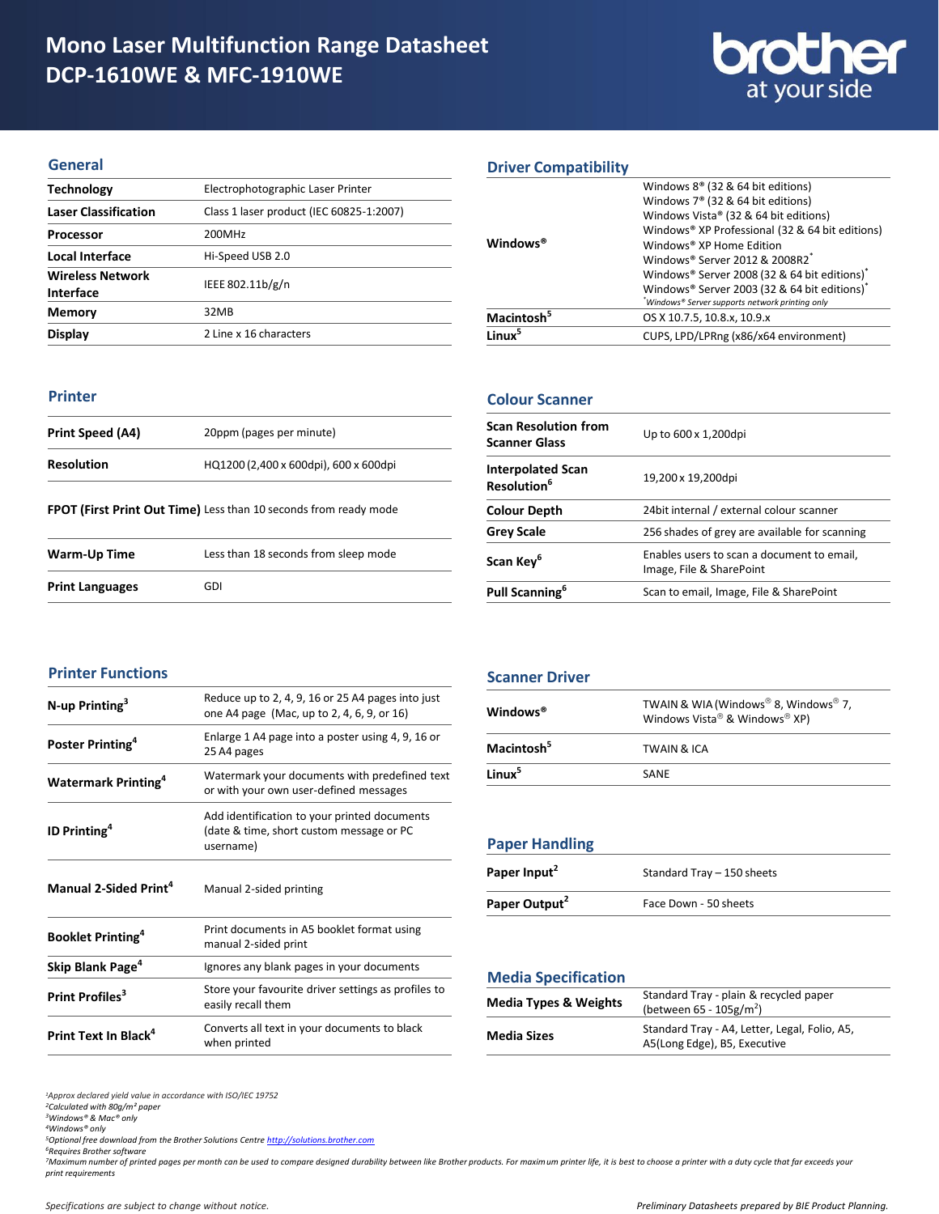# Mono Laser Multifunction Range Datasheet DCP-1610WE & MFC-1910WE

## General

| | |
|---|---|
| **Technology** | Electrophotographic Laser Printer |
| **Laser Classification** | Class 1 laser product (IEC 60825-1:2007) |
| **Processor** | 200MHz |
| **Local Interface** | Hi-Speed USB 2.0 |
| **Wireless Network Interface** | IEEE 802.11b/g/n |
| **Memory** | 32MB |
| **Display** | 2 Line x 16 characters |

## Printer

| | |
|---|---|
| **Print Speed (A4)** | 20ppm (pages per minute) |
| **Resolution** | HQ1200 (2,400 x 600dpi), 600 x 600dpi |
| **FPOT (First Print Out Time)** | Less than 10 seconds from ready mode |
| **Warm-Up Time** | Less than 18 seconds from sleep mode |
| **Print Languages** | GDI |

## Printer Functions

| | |
|---|---|
| **N-up Printing**[3] | Reduce up to 2, 4, 9, 16 or 25 A4 pages into just one A4 page (Mac, up to 2, 4, 6, 9, or 16) |
| **Poster Printing**[4] | Enlarge 1 A4 page into a poster using 4, 9, 16 or 25 A4 pages |
| **Watermark Printing**[4] | Watermark your documents with predefined text or with your own user-defined messages |
| **ID Printing**[4] | Add identification to your printed documents (date & time, short custom message or PC username) |
| **Manual 2-Sided Print**[4] | Manual 2-sided printing |
| **Booklet Printing**[4] | Print documents in A5 booklet format using manual 2-sided print |
| **Skip Blank Page**[4] | Ignores any blank pages in your documents |
| **Print Profiles**[3] | Store your favourite driver settings as profiles to easily recall them |
| **Print Text In Black**[4] | Converts all text in your documents to black when printed |

## Driver Compatibility

| | |
|---|---|
| **Windows®** | Windows 8® (32 & 64 bit editions)<br>Windows 7® (32 & 64 bit editions)<br>Windows Vista® (32 & 64 bit editions)<br>Windows® XP Professional (32 & 64 bit editions)<br>Windows® XP Home Edition<br>Windows® Server 2012 & 2008R2*<br>Windows® Server 2008 (32 & 64 bit editions)*<br>Windows® Server 2003 (32 & 64 bit editions)*<br>*Windows® Server supports network printing only |
| **Macintosh**[5] | OS X 10.7.5, 10.8.x, 10.9.x |
| **Linux**[5] | CUPS, LPD/LPRng (x86/x64 environment) |

## Colour Scanner

| | |
|---|---|
| **Scan Resolution from Scanner Glass** | Up to 600 x 1,200dpi |
| **Interpolated Scan Resolution**[6] | 19,200 x 19,200dpi |
| **Colour Depth** | 24bit internal / external colour scanner |
| **Grey Scale** | 256 shades of grey are available for scanning |
| **Scan Key**[6] | Enables users to scan a document to email, Image, File & SharePoint |
| **Pull Scanning**[6] | Scan to email, Image, File & SharePoint |

## Scanner Driver

| | |
|---|---|
| **Windows®** | TWAIN & WIA (Windows® 8, Windows® 7, Windows Vista® & Windows® XP) |
| **Macintosh**[5] | TWAIN & ICA |
| **Linux**[5] | SANE |

## Paper Handling

| | |
|---|---|
| **Paper Input**[2] | Standard Tray – 150 sheets |
| **Paper Output**[2] | Face Down - 50 sheets |

## Media Specification

| | |
|---|---|
| **Media Types & Weights** | Standard Tray - plain & recycled paper (between 65 - 105g/m$^2$) |
| **Media Sizes** | Standard Tray - A4, Letter, Legal, Folio, A5, A5(Long Edge), B5, Executive |

*[1]Approx declared yield value in accordance with ISO/IEC 19752*
*[2]Calculated with 80g/m² paper*
*[3]Windows® & Mac® only*
*[4]Windows® only*
*[5]Optional free download from the Brother Solutions Centre http://solutions.brother.com*
*[6]Requires Brother software*
*[7]Maximum number of printed pages per month can be used to compare designed durability between like Brother products. For maximum printer life, it is best to choose a printer with a duty cycle that far exceeds your print requirements*

*Specifications are subject to change without notice.*

*Preliminary Datasheets prepared by BIE Product Planning.*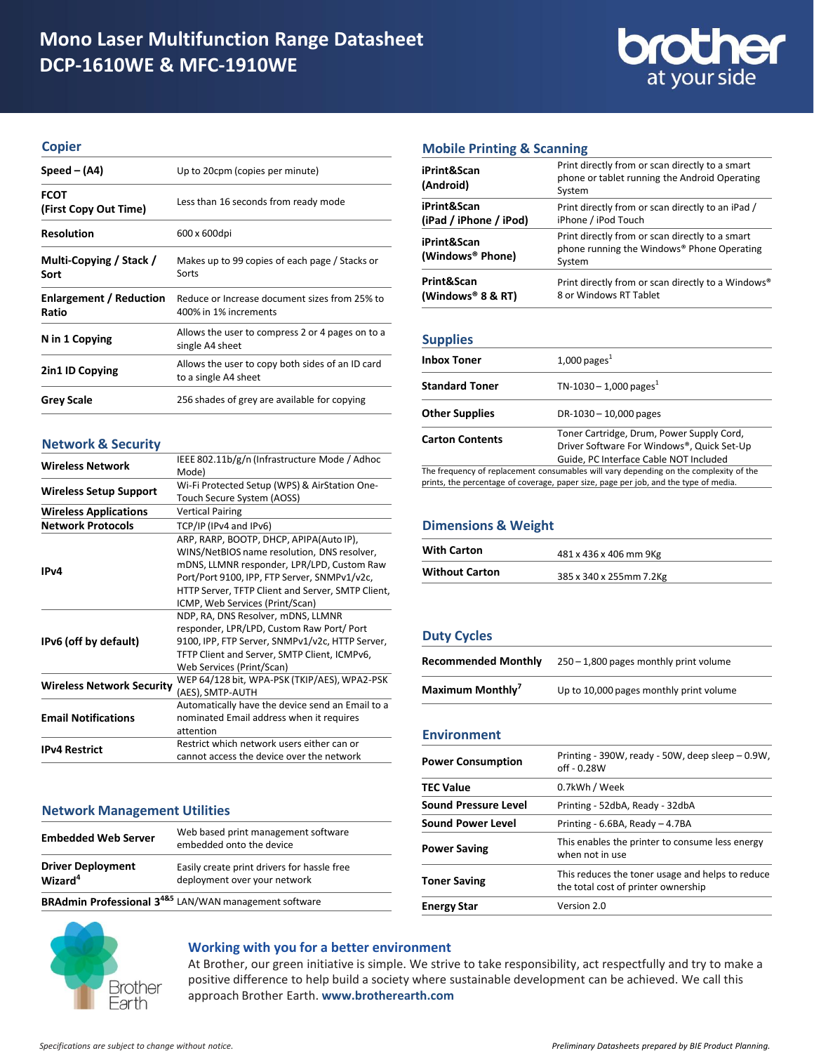# Mono Laser Multifunction Range Datasheet
# DCP-1610WE & MFC-1910WE

## Copier

| | |
|---|---|
| **Speed – (A4)** | Up to 20cpm (copies per minute) |
| **FCOT (First Copy Out Time)** | Less than 16 seconds from ready mode |
| **Resolution** | 600 x 600dpi |
| **Multi-Copying / Stack / Sort** | Makes up to 99 copies of each page / Stacks or Sorts |
| **Enlargement / Reduction Ratio** | Reduce or Increase document sizes from 25% to 400% in 1% increments |
| **N in 1 Copying** | Allows the user to compress 2 or 4 pages on to a single A4 sheet |
| **2in1 ID Copying** | Allows the user to copy both sides of an ID card to a single A4 sheet |
| **Grey Scale** | 256 shades of grey are available for copying |

## Network & Security

| | |
|---|---|
| **Wireless Network** | IEEE 802.11b/g/n (Infrastructure Mode / Adhoc Mode) |
| **Wireless Setup Support** | Wi-Fi Protected Setup (WPS) & AirStation One-Touch Secure System (AOSS) |
| **Wireless Applications** | Vertical Pairing |
| **Network Protocols** | TCP/IP (IPv4 and IPv6) |
| **IPv4** | ARP, RARP, BOOTP, DHCP, APIPA(Auto IP), WINS/NetBIOS name resolution, DNS resolver, mDNS, LLMNR responder, LPR/LPD, Custom Raw Port/Port 9100, IPP, FTP Server, SNMPv1/v2c, HTTP Server, TFTP Client and Server, SMTP Client, ICMP, Web Services (Print/Scan) |
| **IPv6 (off by default)** | NDP, RA, DNS Resolver, mDNS, LLMNR responder, LPR/LPD, Custom Raw Port/ Port 9100, IPP, FTP Server, SNMPv1/v2c, HTTP Server, TFTP Client and Server, SMTP Client, ICMPv6, Web Services (Print/Scan) |
| **Wireless Network Security** | WEP 64/128 bit, WPA-PSK (TKIP/AES), WPA2-PSK (AES), SMTP-AUTH |
| **Email Notifications** | Automatically have the device send an Email to a nominated Email address when it requires attention |
| **IPv4 Restrict** | Restrict which network users either can or cannot access the device over the network |

## Network Management Utilities

| | |
|---|---|
| **Embedded Web Server** | Web based print management software embedded onto the device |
| **Driver Deployment Wizard[4]** | Easily create print drivers for hassle free deployment over your network |
| **BRAdmin Professional 3[4&5]** | LAN/WAN management software |

## Mobile Printing & Scanning

| | |
|---|---|
| **iPrint&Scan (Android)** | Print directly from or scan directly to a smart phone or tablet running the Android Operating System |
| **iPrint&Scan (iPad / iPhone / iPod)** | Print directly from or scan directly to an iPad / iPhone / iPod Touch |
| **iPrint&Scan (Windows® Phone)** | Print directly from or scan directly to a smart phone running the Windows® Phone Operating System |
| **Print&Scan (Windows® 8 & RT)** | Print directly from or scan directly to a Windows® 8 or Windows RT Tablet |

## Supplies

| | |
|---|---|
| **Inbox Toner** | 1,000 pages[1] |
| **Standard Toner** | TN-1030 – 1,000 pages[1] |
| **Other Supplies** | DR-1030 – 10,000 pages |
| **Carton Contents** | Toner Cartridge, Drum, Power Supply Cord, Driver Software For Windows®, Quick Set-Up Guide, PC Interface Cable NOT Included |

The frequency of replacement consumables will vary depending on the complexity of the prints, the percentage of coverage, paper size, page per job, and the type of media.

## Dimensions & Weight

| | |
|---|---|
| **With Carton** | 481 x 436 x 406 mm 9Kg |
| **Without Carton** | 385 x 340 x 255mm 7.2Kg |

## Duty Cycles

| | |
|---|---|
| **Recommended Monthly** | 250 – 1,800 pages monthly print volume |
| **Maximum Monthly[7]** | Up to 10,000 pages monthly print volume |

## Environment

| | |
|---|---|
| **Power Consumption** | Printing - 390W, ready - 50W, deep sleep – 0.9W, off - 0.28W |
| **TEC Value** | 0.7kWh / Week |
| **Sound Pressure Level** | Printing - 52dbA, Ready - 32dbA |
| **Sound Power Level** | Printing - 6.6BA, Ready – 4.7BA |
| **Power Saving** | This enables the printer to consume less energy when not in use |
| **Toner Saving** | This reduces the toner usage and helps to reduce the total cost of printer ownership |
| **Energy Star** | Version 2.0 |

Brother Earth

## Working with you for a better environment

At Brother, our green initiative is simple. We strive to take responsibility, act respectfully and try to make a positive difference to help build a society where sustainable development can be achieved. We call this approach Brother Earth. **www.brotherearth.com**

*Specifications are subject to change without notice.*

*Preliminary Datasheets prepared by BIE Product Planning.*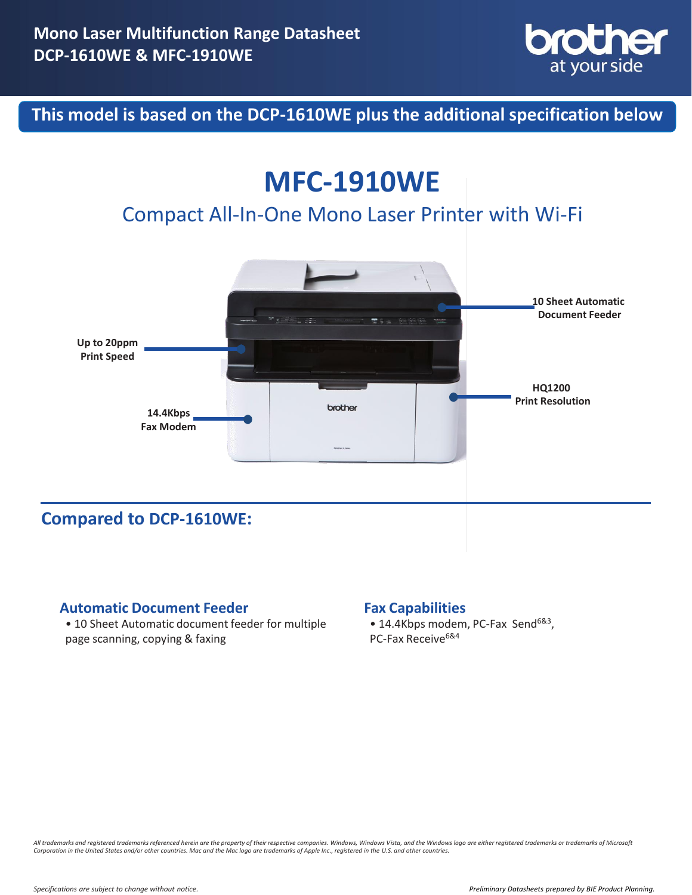# Mono Laser Multifunction Range Datasheet
# DCP-1610WE & MFC-1910WE

brother
at your side

**This model is based on the DCP-1610WE plus the additional specification below**

# MFC-1910WE

## Compact All-In-One Mono Laser Printer with Wi-Fi

**10 Sheet Automatic Document Feeder**

**Up to 20ppm Print Speed**

**HQ1200 Print Resolution**

**14.4Kbps Fax Modem**

## Compared to DCP-1610WE:

### Automatic Document Feeder

- 10 Sheet Automatic document feeder for multiple page scanning, copying & faxing

### Fax Capabilities

- 14.4Kbps modem, PC-Fax Send[6&3], PC-Fax Receive[6&4]

*All trademarks and registered trademarks referenced herein are the property of their respective companies. Windows, Windows Vista, and the Windows logo are either registered trademarks or trademarks of Microsoft Corporation in the United States and/or other countries. Mac and the Mac logo are trademarks of Apple Inc., registered in the U.S. and other countries.*

*Specifications are subject to change without notice.*

*Preliminary Datasheets prepared by BIE Product Planning.*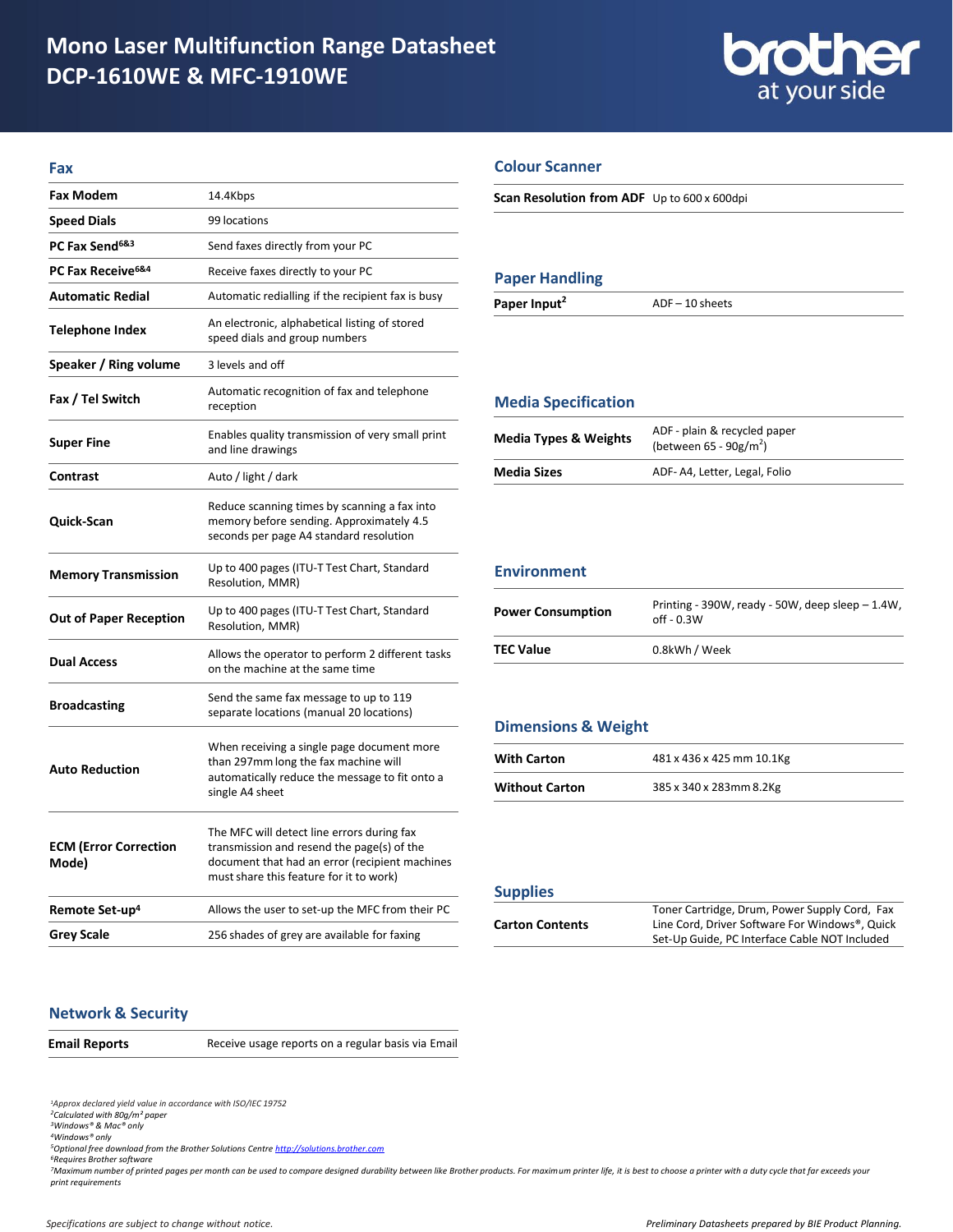# Mono Laser Multifunction Range Datasheet
# DCP-1610WE & MFC-1910WE

brother
at your side

## Fax

| | |
|---|---|
| **Fax Modem** | 14.4Kbps |
| **Speed Dials** | 99 locations |
| **PC Fax Send**[6&3] | Send faxes directly from your PC |
| **PC Fax Receive**[6&4] | Receive faxes directly to your PC |
| **Automatic Redial** | Automatic redialling if the recipient fax is busy |
| **Telephone Index** | An electronic, alphabetical listing of stored speed dials and group numbers |
| **Speaker / Ring volume** | 3 levels and off |
| **Fax / Tel Switch** | Automatic recognition of fax and telephone reception |
| **Super Fine** | Enables quality transmission of very small print and line drawings |
| **Contrast** | Auto / light / dark |
| **Quick-Scan** | Reduce scanning times by scanning a fax into memory before sending. Approximately 4.5 seconds per page A4 standard resolution |
| **Memory Transmission** | Up to 400 pages (ITU-T Test Chart, Standard Resolution, MMR) |
| **Out of Paper Reception** | Up to 400 pages (ITU-T Test Chart, Standard Resolution, MMR) |
| **Dual Access** | Allows the operator to perform 2 different tasks on the machine at the same time |
| **Broadcasting** | Send the same fax message to up to 119 separate locations (manual 20 locations) |
| **Auto Reduction** | When receiving a single page document more than 297mm long the fax machine will automatically reduce the message to fit onto a single A4 sheet |
| **ECM (Error Correction Mode)** | The MFC will detect line errors during fax transmission and resend the page(s) of the document that had an error (recipient machines must share this feature for it to work) |
| **Remote Set-up**[4] | Allows the user to set-up the MFC from their PC |
| **Grey Scale** | 256 shades of grey are available for faxing |

## Network & Security

| | |
|---|---|
| **Email Reports** | Receive usage reports on a regular basis via Email |

## Colour Scanner

| | |
|---|---|
| **Scan Resolution from ADF** | Up to 600 x 600dpi |

## Paper Handling

| | |
|---|---|
| **Paper Input**[2] | ADF – 10 sheets |

## Media Specification

| | |
|---|---|
| **Media Types & Weights** | ADF - plain & recycled paper (between 65 - 90g/$m^2$) |
| **Media Sizes** | ADF- A4, Letter, Legal, Folio |

## Environment

| | |
|---|---|
| **Power Consumption** | Printing - 390W, ready - 50W, deep sleep – 1.4W, off - 0.3W |
| **TEC Value** | 0.8kWh / Week |

## Dimensions & Weight

| | |
|---|---|
| **With Carton** | 481 x 436 x 425 mm 10.1Kg |
| **Without Carton** | 385 x 340 x 283mm 8.2Kg |

## Supplies

| | |
|---|---|
| **Carton Contents** | Toner Cartridge, Drum, Power Supply Cord, Fax Line Cord, Driver Software For Windows®, Quick Set-Up Guide, PC Interface Cable NOT Included |

*[1]Approx declared yield value in accordance with ISO/IEC 19752*
*[2]Calculated with 80g/$m^2$ paper*
*[3]Windows® & Mac® only*
*[4]Windows® only*
*[5]Optional free download from the Brother Solutions Centre http://solutions.brother.com*
*[6]Requires Brother software*
*[7]Maximum number of printed pages per month can be used to compare designed durability between like Brother products. For maximum printer life, it is best to choose a printer with a duty cycle that far exceeds your print requirements*

*Specifications are subject to change without notice.*

*Preliminary Datasheets prepared by BIE Product Planning.*